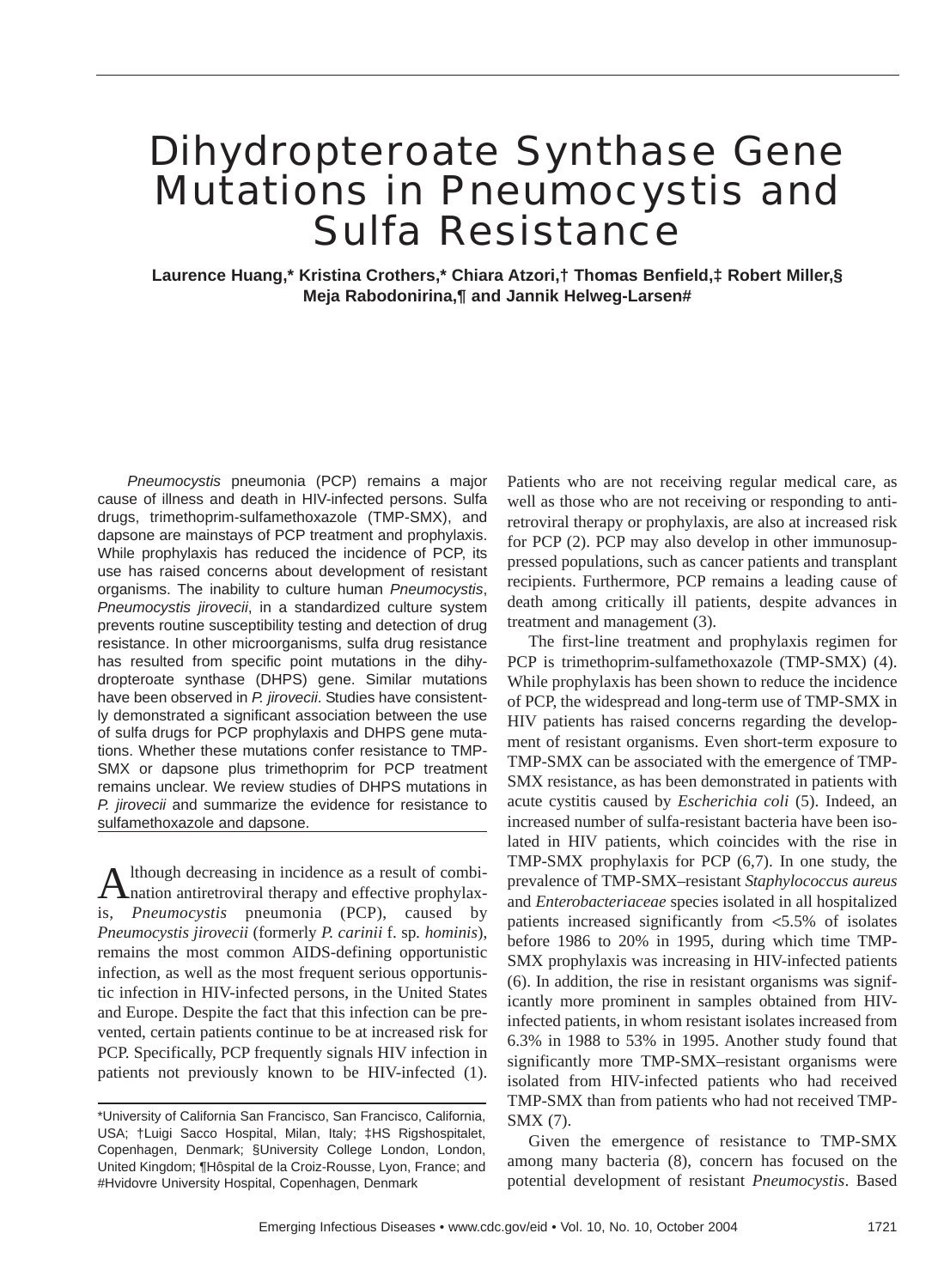# Dihydropteroate Synthase Gene Mutations in Pneumocystis and Sulfa Resistance

**Laurence Huang,\* Kristina Crothers,\* Chiara Atzori,† Thomas Benfield,‡ Robert Miller,§ Meja Rabodonirina,¶ and Jannik Helweg-Larsen#**

*Pneumocystis* pneumonia (PCP) remains a major cause of illness and death in HIV-infected persons. Sulfa drugs, trimethoprim-sulfamethoxazole (TMP-SMX), and dapsone are mainstays of PCP treatment and prophylaxis. While prophylaxis has reduced the incidence of PCP, its use has raised concerns about development of resistant organisms. The inability to culture human *Pneumocystis*, *Pneumocystis jirovecii*, in a standardized culture system prevents routine susceptibility testing and detection of drug resistance. In other microorganisms, sulfa drug resistance has resulted from specific point mutations in the dihydropteroate synthase (DHPS) gene. Similar mutations have been observed in *P. jirovecii*. Studies have consistently demonstrated a significant association between the use of sulfa drugs for PCP prophylaxis and DHPS gene mutations. Whether these mutations confer resistance to TMP-SMX or dapsone plus trimethoprim for PCP treatment remains unclear. We review studies of DHPS mutations in *P. jirovecii* and summarize the evidence for resistance to sulfamethoxazole and dapsone.

Although decreasing in incidence as a result of combination antiretroviral therapy and effective prophylaxis, *Pneumocystis* pneumonia (PCP), caused by *Pneumocystis jirovecii* (formerly *P. carinii* f. sp. *hominis*), remains the most common AIDS-defining opportunistic infection, as well as the most frequent serious opportunistic infection in HIV-infected persons, in the United States and Europe. Despite the fact that this infection can be prevented, certain patients continue to be at increased risk for PCP. Specifically, PCP frequently signals HIV infection in patients not previously known to be HIV-infected (1). Patients who are not receiving regular medical care, as well as those who are not receiving or responding to antiretroviral therapy or prophylaxis, are also at increased risk for PCP (2). PCP may also develop in other immunosuppressed populations, such as cancer patients and transplant recipients. Furthermore, PCP remains a leading cause of death among critically ill patients, despite advances in treatment and management (3).

The first-line treatment and prophylaxis regimen for PCP is trimethoprim-sulfamethoxazole (TMP-SMX) (4). While prophylaxis has been shown to reduce the incidence of PCP, the widespread and long-term use of TMP-SMX in HIV patients has raised concerns regarding the development of resistant organisms. Even short-term exposure to TMP-SMX can be associated with the emergence of TMP-SMX resistance, as has been demonstrated in patients with acute cystitis caused by *Escherichia coli* (5). Indeed, an increased number of sulfa-resistant bacteria have been isolated in HIV patients, which coincides with the rise in TMP-SMX prophylaxis for PCP (6,7). In one study, the prevalence of TMP-SMX–resistant *Staphylococcus aureus* and *Enterobacteriaceae* species isolated in all hospitalized patients increased significantly from <5.5% of isolates before 1986 to 20% in 1995, during which time TMP-SMX prophylaxis was increasing in HIV-infected patients (6). In addition, the rise in resistant organisms was significantly more prominent in samples obtained from HIV-infected patients, in whom resistant isolates increased from 6.3% in 1988 to 53% in 1995. Another study found that significantly more TMP-SMX–resistant organisms were isolated from HIV-infected patients who had received TMP-SMX than from patients who had not received TMP-SMX (7).

Given the emergence of resistance to TMP-SMX among many bacteria (8), concern has focused on the potential development of resistant *Pneumocystis*. Based

\*University of California San Francisco, San Francisco, California, USA; †Luigi Sacco Hospital, Milan, Italy; ‡HS Rigshospitalet, Copenhagen, Denmark; §University College London, London, United Kingdom; ¶Hôspital de la Croiz-Rousse, Lyon, France; and #Hvidovre University Hospital, Copenhagen, Denmark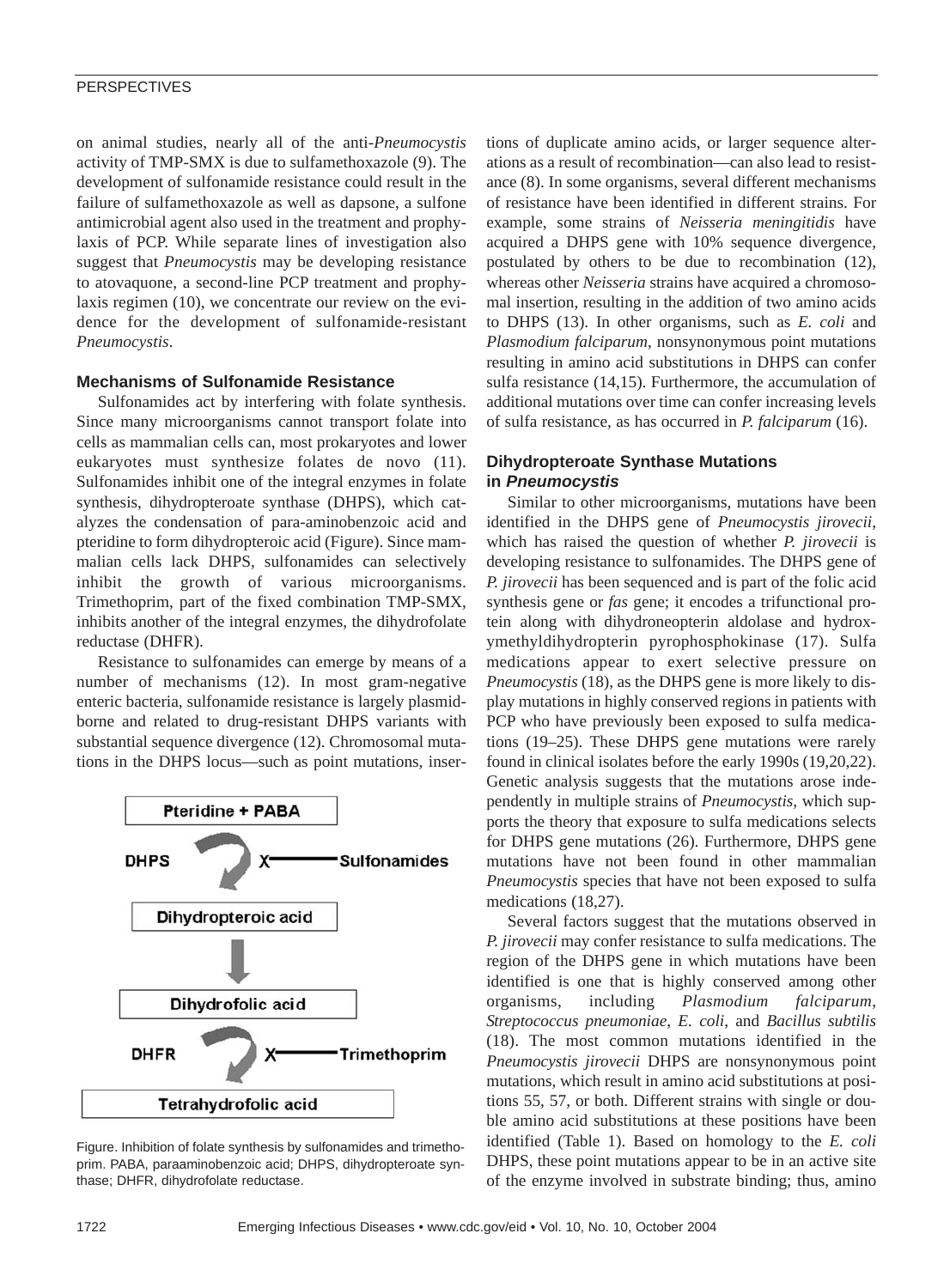on animal studies, nearly all of the anti-*Pneumocystis* activity of TMP-SMX is due to sulfamethoxazole (9). The development of sulfonamide resistance could result in the failure of sulfamethoxazole as well as dapsone, a sulfone antimicrobial agent also used in the treatment and prophylaxis of PCP. While separate lines of investigation also suggest that *Pneumocystis* may be developing resistance to atovaquone, a second-line PCP treatment and prophylaxis regimen (10), we concentrate our review on the evidence for the development of sulfonamide-resistant *Pneumocystis*.

## Mechanisms of Sulfonamide Resistance

Sulfonamides act by interfering with folate synthesis. Since many microorganisms cannot transport folate into cells as mammalian cells can, most prokaryotes and lower eukaryotes must synthesize folates de novo (11). Sulfonamides inhibit one of the integral enzymes in folate synthesis, dihydropteroate synthase (DHPS), which catalyzes the condensation of para-aminobenzoic acid and pteridine to form dihydropteroic acid (Figure). Since mammalian cells lack DHPS, sulfonamides can selectively inhibit the growth of various microorganisms. Trimethoprim, part of the fixed combination TMP-SMX, inhibits another of the integral enzymes, the dihydrofolate reductase (DHFR).

Resistance to sulfonamides can emerge by means of a number of mechanisms (12). In most gram-negative enteric bacteria, sulfonamide resistance is largely plasmid-borne and related to drug-resistant DHPS variants with substantial sequence divergence (12). Chromosomal mutations in the DHPS locus—such as point mutations, insertions of duplicate amino acids, or larger sequence alterations as a result of recombination—can also lead to resistance (8). In some organisms, several different mechanisms of resistance have been identified in different strains. For example, some strains of *Neisseria meningitidis* have acquired a DHPS gene with 10% sequence divergence, postulated by others to be due to recombination (12), whereas other *Neisseria* strains have acquired a chromosomal insertion, resulting in the addition of two amino acids to DHPS (13). In other organisms, such as *E. coli* and *Plasmodium falciparum*, nonsynonymous point mutations resulting in amino acid substitutions in DHPS can confer sulfa resistance (14,15). Furthermore, the accumulation of additional mutations over time can confer increasing levels of sulfa resistance, as has occurred in *P. falciparum* (16).

Pteridine + PABA

DHPS → X — Sulfonamides

Dihydropteroic acid

Dihydrofolic acid

DHFR → X — Trimethoprim

Tetrahydrofolic acid

Figure. Inhibition of folate synthesis by sulfonamides and trimethoprim. PABA, paraaminobenzoic acid; DHPS, dihydropteroate synthase; DHFR, dihydrofolate reductase.

## Dihydropteroate Synthase Mutations in *Pneumocystis*

Similar to other microorganisms, mutations have been identified in the DHPS gene of *Pneumocystis jirovecii*, which has raised the question of whether *P. jirovecii* is developing resistance to sulfonamides. The DHPS gene of *P. jirovecii* has been sequenced and is part of the folic acid synthesis gene or *fas* gene; it encodes a trifunctional protein along with dihydroneopterin aldolase and hydroxymethyldihydropterin pyrophosphokinase (17). Sulfa medications appear to exert selective pressure on *Pneumocystis* (18), as the DHPS gene is more likely to display mutations in highly conserved regions in patients with PCP who have previously been exposed to sulfa medications (19–25). These DHPS gene mutations were rarely found in clinical isolates before the early 1990s (19,20,22). Genetic analysis suggests that the mutations arose independently in multiple strains of *Pneumocystis*, which supports the theory that exposure to sulfa medications selects for DHPS gene mutations (26). Furthermore, DHPS gene mutations have not been found in other mammalian *Pneumocystis* species that have not been exposed to sulfa medications (18,27).

Several factors suggest that the mutations observed in *P. jirovecii* may confer resistance to sulfa medications. The region of the DHPS gene in which mutations have been identified is one that is highly conserved among other organisms, including *Plasmodium falciparum*, *Streptococcus pneumoniae*, *E. coli*, and *Bacillus subtilis* (18). The most common mutations identified in the *Pneumocystis jirovecii* DHPS are nonsynonymous point mutations, which result in amino acid substitutions at positions 55, 57, or both. Different strains with single or double amino acid substitutions at these positions have been identified (Table 1). Based on homology to the *E. coli* DHPS, these point mutations appear to be in an active site of the enzyme involved in substrate binding; thus, amino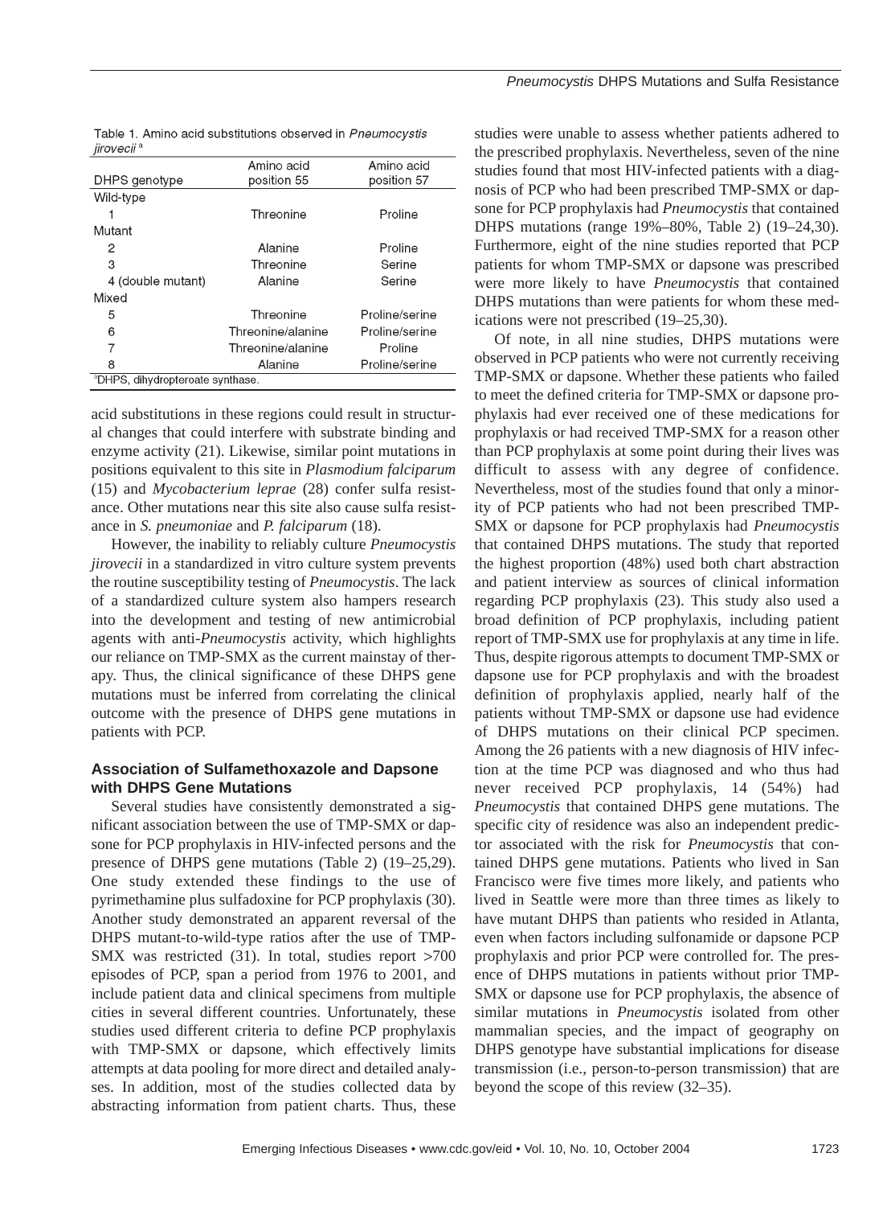Table 1. Amino acid substitutions observed in *Pneumocystis jirovecii* [a]

| DHPS genotype | Amino acid position 55 | Amino acid position 57 |
|---|---|---|
| Wild-type | | |
| 1 | Threonine | Proline |
| Mutant | | |
| 2 | Alanine | Proline |
| 3 | Threonine | Serine |
| 4 (double mutant) | Alanine | Serine |
| Mixed | | |
| 5 | Threonine | Proline/serine |
| 6 | Threonine/alanine | Proline/serine |
| 7 | Threonine/alanine | Proline |
| 8 | Alanine | Proline/serine |

[a]DHPS, dihydropteroate synthase.

acid substitutions in these regions could result in structural changes that could interfere with substrate binding and enzyme activity (21). Likewise, similar point mutations in positions equivalent to this site in *Plasmodium falciparum* (15) and *Mycobacterium leprae* (28) confer sulfa resistance. Other mutations near this site also cause sulfa resistance in *S. pneumoniae* and *P. falciparum* (18).

However, the inability to reliably culture *Pneumocystis jirovecii* in a standardized in vitro culture system prevents the routine susceptibility testing of *Pneumocystis*. The lack of a standardized culture system also hampers research into the development and testing of new antimicrobial agents with anti-*Pneumocystis* activity, which highlights our reliance on TMP-SMX as the current mainstay of therapy. Thus, the clinical significance of these DHPS gene mutations must be inferred from correlating the clinical outcome with the presence of DHPS gene mutations in patients with PCP.

## Association of Sulfamethoxazole and Dapsone with DHPS Gene Mutations

Several studies have consistently demonstrated a significant association between the use of TMP-SMX or dapsone for PCP prophylaxis in HIV-infected persons and the presence of DHPS gene mutations (Table 2) (19–25,29). One study extended these findings to the use of pyrimethamine plus sulfadoxine for PCP prophylaxis (30). Another study demonstrated an apparent reversal of the DHPS mutant-to-wild-type ratios after the use of TMP-SMX was restricted (31). In total, studies report >700 episodes of PCP, span a period from 1976 to 2001, and include patient data and clinical specimens from multiple cities in several different countries. Unfortunately, these studies used different criteria to define PCP prophylaxis with TMP-SMX or dapsone, which effectively limits attempts at data pooling for more direct and detailed analyses. In addition, most of the studies collected data by abstracting information from patient charts. Thus, these studies were unable to assess whether patients adhered to the prescribed prophylaxis. Nevertheless, seven of the nine studies found that most HIV-infected patients with a diagnosis of PCP who had been prescribed TMP-SMX or dapsone for PCP prophylaxis had *Pneumocystis* that contained DHPS mutations (range 19%–80%, Table 2) (19–24,30). Furthermore, eight of the nine studies reported that PCP patients for whom TMP-SMX or dapsone was prescribed were more likely to have *Pneumocystis* that contained DHPS mutations than were patients for whom these medications were not prescribed (19–25,30).

Of note, in all nine studies, DHPS mutations were observed in PCP patients who were not currently receiving TMP-SMX or dapsone. Whether these patients who failed to meet the defined criteria for TMP-SMX or dapsone prophylaxis had ever received one of these medications for prophylaxis or had received TMP-SMX for a reason other than PCP prophylaxis at some point during their lives was difficult to assess with any degree of confidence. Nevertheless, most of the studies found that only a minority of PCP patients who had not been prescribed TMP-SMX or dapsone for PCP prophylaxis had *Pneumocystis* that contained DHPS mutations. The study that reported the highest proportion (48%) used both chart abstraction and patient interview as sources of clinical information regarding PCP prophylaxis (23). This study also used a broad definition of PCP prophylaxis, including patient report of TMP-SMX use for prophylaxis at any time in life. Thus, despite rigorous attempts to document TMP-SMX or dapsone use for PCP prophylaxis and with the broadest definition of prophylaxis applied, nearly half of the patients without TMP-SMX or dapsone use had evidence of DHPS mutations on their clinical PCP specimen. Among the 26 patients with a new diagnosis of HIV infection at the time PCP was diagnosed and who thus had never received PCP prophylaxis, 14 (54%) had *Pneumocystis* that contained DHPS gene mutations. The specific city of residence was also an independent predictor associated with the risk for *Pneumocystis* that contained DHPS gene mutations. Patients who lived in San Francisco were five times more likely, and patients who lived in Seattle were more than three times as likely to have mutant DHPS than patients who resided in Atlanta, even when factors including sulfonamide or dapsone PCP prophylaxis and prior PCP were controlled for. The presence of DHPS mutations in patients without prior TMP-SMX or dapsone use for PCP prophylaxis, the absence of similar mutations in *Pneumocystis* isolated from other mammalian species, and the impact of geography on DHPS genotype have substantial implications for disease transmission (i.e., person-to-person transmission) that are beyond the scope of this review (32–35).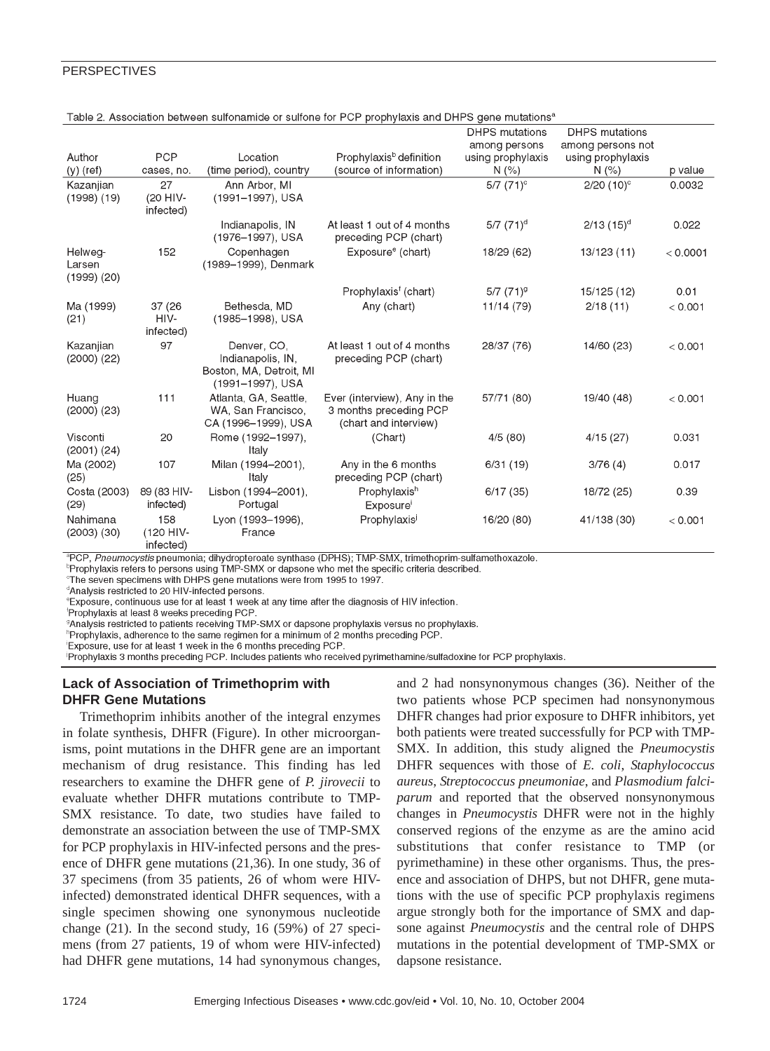Table 2. Association between sulfonamide or sulfone for PCP prophylaxis and DHPS gene mutations[a]

| Author (y) (ref) | PCP cases, no. | Location (time period), country | Prophylaxis[b] definition (source of information) | DHPS mutations among persons using prophylaxis N (%) | DHPS mutations among persons not using prophylaxis N (%) | p value |
|---|---|---|---|---|---|---|
| Kazanjian (1998) (19) | 27 (20 HIV-infected) | Ann Arbor, MI (1991–1997), USA | | 5/7 (71)[c] | 2/20 (10)[c] | 0.0032 |
| | | Indianapolis, IN (1976–1997), USA | At least 1 out of 4 months preceding PCP (chart) | 5/7 (71)[d] | 2/13 (15)[d] | 0.022 |
| Helweg-Larsen (1999) (20) | 152 | Copenhagen (1989–1999), Denmark | Exposure[e] (chart) | 18/29 (62) | 13/123 (11) | < 0.0001 |
| | | | Prophylaxis[f] (chart) | 5/7 (71)[g] | 15/125 (12) | 0.01 |
| Ma (1999) (21) | 37 (26 HIV-infected) | Bethesda, MD (1985–1998), USA | Any (chart) | 11/14 (79) | 2/18 (11) | < 0.001 |
| Kazanjian (2000) (22) | 97 | Denver, CO, Indianapolis, IN, Boston, MA, Detroit, MI (1991–1997), USA | At least 1 out of 4 months preceding PCP (chart) | 28/37 (76) | 14/60 (23) | < 0.001 |
| Huang (2000) (23) | 111 | Atlanta, GA, Seattle, WA, San Francisco, CA (1996–1999), USA | Ever (interview), Any in the 3 months preceding PCP (chart and interview) | 57/71 (80) | 19/40 (48) | < 0.001 |
| Visconti (2001) (24) | 20 | Rome (1992–1997), Italy | (Chart) | 4/5 (80) | 4/15 (27) | 0.031 |
| Ma (2002) (25) | 107 | Milan (1994–2001), Italy | Any in the 6 months preceding PCP (chart) | 6/31 (19) | 3/76 (4) | 0.017 |
| Costa (2003) (29) | 89 (83 HIV-infected) | Lisbon (1994–2001), Portugal | Prophylaxis[h] Exposure[i] | 6/17 (35) | 18/72 (25) | 0.39 |
| Nahimana (2003) (30) | 158 (120 HIV-infected) | Lyon (1993–1996), France | Prophylaxis[j] | 16/20 (80) | 41/138 (30) | < 0.001 |

[a]PCP, *Pneumocystis* pneumonia; dihydropteroate synthase (DPHS); TMP-SMX, trimethoprim-sulfamethoxazole.
[b]Prophylaxis refers to persons using TMP-SMX or dapsone who met the specific criteria described.
[c]The seven specimens with DHPS gene mutations were from 1995 to 1997.
[d]Analysis restricted to 20 HIV-infected persons.
[e]Exposure, continuous use for at least 1 week at any time after the diagnosis of HIV infection.
[f]Prophylaxis at least 8 weeks preceding PCP.
[g]Analysis restricted to patients receiving TMP-SMX or dapsone prophylaxis versus no prophylaxis.
[h]Prophylaxis, adherence to the same regimen for a minimum of 2 months preceding PCP.
[i]Exposure, use for at least 1 week in the 6 months preceding PCP.
[j]Prophylaxis 3 months preceding PCP. Includes patients who received pyrimethamine/sulfadoxine for PCP prophylaxis.

## Lack of Association of Trimethoprim with DHFR Gene Mutations

Trimethoprim inhibits another of the integral enzymes in folate synthesis, DHFR (Figure). In other microorganisms, point mutations in the DHFR gene are an important mechanism of drug resistance. This finding has led researchers to examine the DHFR gene of *P. jirovecii* to evaluate whether DHFR mutations contribute to TMP-SMX resistance. To date, two studies have failed to demonstrate an association between the use of TMP-SMX for PCP prophylaxis in HIV-infected persons and the presence of DHFR gene mutations (21,36). In one study, 36 of 37 specimens (from 35 patients, 26 of whom were HIV-infected) demonstrated identical DHFR sequences, with a single specimen showing one synonymous nucleotide change (21). In the second study, 16 (59%) of 27 specimens (from 27 patients, 19 of whom were HIV-infected) had DHFR gene mutations, 14 had synonymous changes, and 2 had nonsynonymous changes (36). Neither of the two patients whose PCP specimen had nonsynonymous DHFR changes had prior exposure to DHFR inhibitors, yet both patients were treated successfully for PCP with TMP-SMX. In addition, this study aligned the *Pneumocystis* DHFR sequences with those of *E. coli*, *Staphylococcus aureus*, *Streptococcus pneumoniae*, and *Plasmodium falciparum* and reported that the observed nonsynonymous changes in *Pneumocystis* DHFR were not in the highly conserved regions of the enzyme as are the amino acid substitutions that confer resistance to TMP (or pyrimethamine) in these other organisms. Thus, the presence and association of DHPS, but not DHFR, gene mutations with the use of specific PCP prophylaxis regimens argue strongly both for the importance of SMX and dapsone against *Pneumocystis* and the central role of DHPS mutations in the potential development of TMP-SMX or dapsone resistance.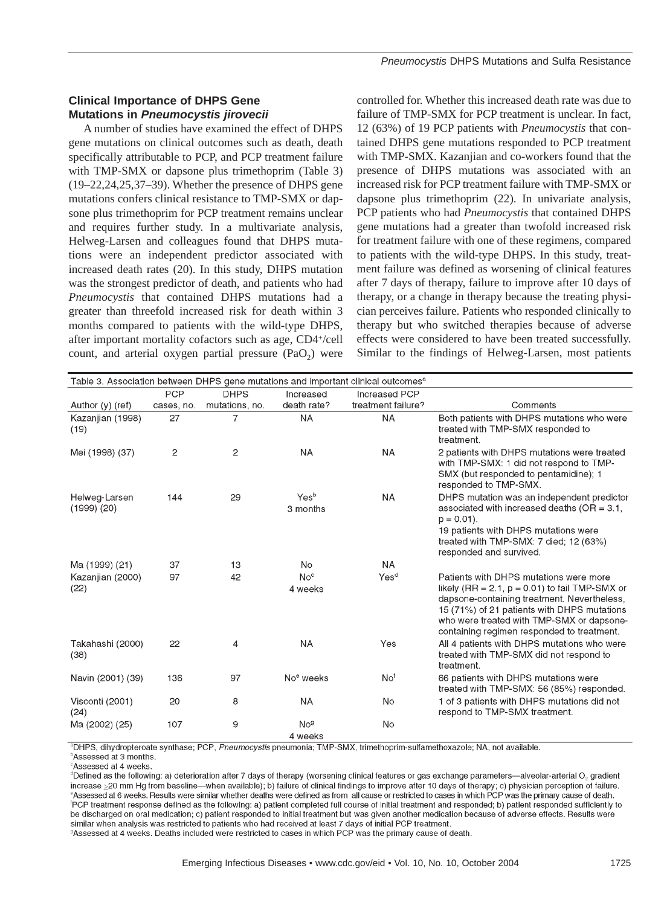### Clinical Importance of DHPS Gene Mutations in *Pneumocystis jirovecii*

A number of studies have examined the effect of DHPS gene mutations on clinical outcomes such as death, death specifically attributable to PCP, and PCP treatment failure with TMP-SMX or dapsone plus trimethoprim (Table 3) (19–22,24,25,37–39). Whether the presence of DHPS gene mutations confers clinical resistance to TMP-SMX or dapsone plus trimethoprim for PCP treatment remains unclear and requires further study. In a multivariate analysis, Helweg-Larsen and colleagues found that DHPS mutations were an independent predictor associated with increased death rates (20). In this study, DHPS mutation was the strongest predictor of death, and patients who had *Pneumocystis* that contained DHPS mutations had a greater than threefold increased risk for death within 3 months compared to patients with the wild-type DHPS, after important mortality cofactors such as age, $CD4^{+}$/cell count, and arterial oxygen partial pressure ($PaO_2$) were controlled for. Whether this increased death rate was due to failure of TMP-SMX for PCP treatment is unclear. In fact, 12 (63%) of 19 PCP patients with *Pneumocystis* that contained DHPS gene mutations responded to PCP treatment with TMP-SMX. Kazanjian and co-workers found that the presence of DHPS mutations was associated with an increased risk for PCP treatment failure with TMP-SMX or dapsone plus trimethoprim (22). In univariate analysis, PCP patients who had *Pneumocystis* that contained DHPS gene mutations had a greater than twofold increased risk for treatment failure with one of these regimens, compared to patients with the wild-type DHPS. In this study, treatment failure was defined as worsening of clinical features after 7 days of therapy, failure to improve after 10 days of therapy, or a change in therapy because the treating physician perceives failure. Patients who responded clinically to therapy but who switched therapies because of adverse effects were considered to have been treated successfully. Similar to the findings of Helweg-Larsen, most patients

Table 3. Association between DHPS gene mutations and important clinical outcomes[a]

| Author (y) (ref) | PCP cases, no. | DHPS mutations, no. | Increased death rate? | Increased PCP treatment failure? | Comments |
|---|---|---|---|---|---|
| Kazanjian (1998) (19) | 27 | 7 | NA | NA | Both patients with DHPS mutations who were treated with TMP-SMX responded to treatment. |
| Mei (1998) (37) | 2 | 2 | NA | NA | 2 patients with DHPS mutations were treated with TMP-SMX: 1 did not respond to TMP-SMX (but responded to pentamidine); 1 responded to TMP-SMX. |
| Helweg-Larsen (1999) (20) | 144 | 29 | Yes[b] 3 months | NA | DHPS mutation was an independent predictor associated with increased deaths (OR = 3.1, p = 0.01). 19 patients with DHPS mutations were treated with TMP-SMX: 7 died; 12 (63%) responded and survived. |
| Ma (1999) (21) | 37 | 13 | No | NA | |
| Kazanjian (2000) (22) | 97 | 42 | No[c] 4 weeks | Yes[d] | Patients with DHPS mutations were more likely (RR = 2.1, p = 0.01) to fail TMP-SMX or dapsone-containing treatment. Nevertheless, 15 (71%) of 21 patients with DHPS mutations who were treated with TMP-SMX or dapsone-containing regimen responded to treatment. |
| Takahashi (2000) (38) | 22 | 4 | NA | Yes | All 4 patients with DHPS mutations who were treated with TMP-SMX did not respond to treatment. |
| Navin (2001) (39) | 136 | 97 | No[e] weeks | No[f] | 66 patients with DHPS mutations were treated with TMP-SMX: 56 (85%) responded. |
| Visconti (2001) (24) | 20 | 8 | NA | No | 1 of 3 patients with DHPS mutations did not respond to TMP-SMX treatment. |
| Ma (2002) (25) | 107 | 9 | No[g] 4 weeks | No | |

[a]DHPS, dihydropteroate synthase; PCP, *Pneumocystis* pneumonia; TMP-SMX, trimethoprim-sulfamethoxazole; NA, not available.
[b]Assessed at 3 months.
[c]Assessed at 4 weeks.
[d]Defined as the following: a) deterioration after 7 days of therapy (worsening clinical features or gas exchange parameters—alveolar-arterial $O_2$ gradient increase $\geq$20 mm Hg from baseline—when available); b) failure of clinical findings to improve after 10 days of therapy; c) physician perception of failure.
[e]Assessed at 6 weeks. Results were similar whether deaths were defined as from all cause or restricted to cases in which PCP was the primary cause of death.
[f]PCP treatment response defined as the following: a) patient completed full course of initial treatment and responded; b) patient responded sufficiently to be discharged on oral medication; c) patient responded to initial treatment but was given another medication because of adverse effects. Results were similar when analysis was restricted to patients who had received at least 7 days of initial PCP treatment.
[g]Assessed at 4 weeks. Deaths included were restricted to cases in which PCP was the primary cause of death.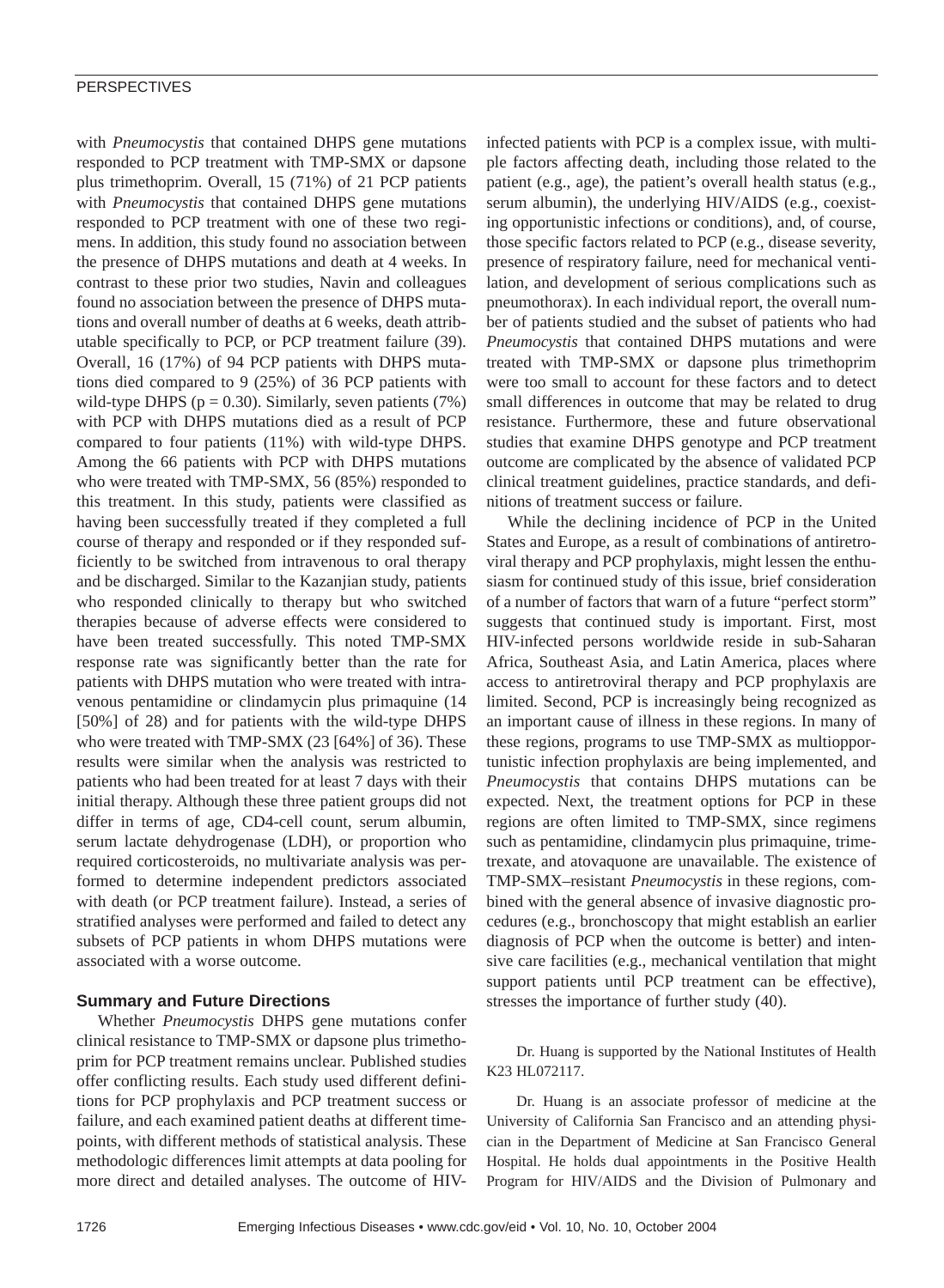with *Pneumocystis* that contained DHPS gene mutations responded to PCP treatment with TMP-SMX or dapsone plus trimethoprim. Overall, 15 (71%) of 21 PCP patients with *Pneumocystis* that contained DHPS gene mutations responded to PCP treatment with one of these two regimens. In addition, this study found no association between the presence of DHPS mutations and death at 4 weeks. In contrast to these prior two studies, Navin and colleagues found no association between the presence of DHPS mutations and overall number of deaths at 6 weeks, death attributable specifically to PCP, or PCP treatment failure (39). Overall, 16 (17%) of 94 PCP patients with DHPS mutations died compared to 9 (25%) of 36 PCP patients with wild-type DHPS ($p = 0.30$). Similarly, seven patients (7%) with PCP with DHPS mutations died as a result of PCP compared to four patients (11%) with wild-type DHPS. Among the 66 patients with PCP with DHPS mutations who were treated with TMP-SMX, 56 (85%) responded to this treatment. In this study, patients were classified as having been successfully treated if they completed a full course of therapy and responded or if they responded sufficiently to be switched from intravenous to oral therapy and be discharged. Similar to the Kazanjian study, patients who responded clinically to therapy but who switched therapies because of adverse effects were considered to have been treated successfully. This noted TMP-SMX response rate was significantly better than the rate for patients with DHPS mutation who were treated with intravenous pentamidine or clindamycin plus primaquine (14 [50%] of 28) and for patients with the wild-type DHPS who were treated with TMP-SMX (23 [64%] of 36). These results were similar when the analysis was restricted to patients who had been treated for at least 7 days with their initial therapy. Although these three patient groups did not differ in terms of age, CD4-cell count, serum albumin, serum lactate dehydrogenase (LDH), or proportion who required corticosteroids, no multivariate analysis was performed to determine independent predictors associated with death (or PCP treatment failure). Instead, a series of stratified analyses were performed and failed to detect any subsets of PCP patients in whom DHPS mutations were associated with a worse outcome.

## Summary and Future Directions

Whether *Pneumocystis* DHPS gene mutations confer clinical resistance to TMP-SMX or dapsone plus trimethoprim for PCP treatment remains unclear. Published studies offer conflicting results. Each study used different definitions for PCP prophylaxis and PCP treatment success or failure, and each examined patient deaths at different timepoints, with different methods of statistical analysis. These methodologic differences limit attempts at data pooling for more direct and detailed analyses. The outcome of HIV-infected patients with PCP is a complex issue, with multiple factors affecting death, including those related to the patient (e.g., age), the patient's overall health status (e.g., serum albumin), the underlying HIV/AIDS (e.g., coexisting opportunistic infections or conditions), and, of course, those specific factors related to PCP (e.g., disease severity, presence of respiratory failure, need for mechanical ventilation, and development of serious complications such as pneumothorax). In each individual report, the overall number of patients studied and the subset of patients who had *Pneumocystis* that contained DHPS mutations and were treated with TMP-SMX or dapsone plus trimethoprim were too small to account for these factors and to detect small differences in outcome that may be related to drug resistance. Furthermore, these and future observational studies that examine DHPS genotype and PCP treatment outcome are complicated by the absence of validated PCP clinical treatment guidelines, practice standards, and definitions of treatment success or failure.

While the declining incidence of PCP in the United States and Europe, as a result of combinations of antiretroviral therapy and PCP prophylaxis, might lessen the enthusiasm for continued study of this issue, brief consideration of a number of factors that warn of a future "perfect storm" suggests that continued study is important. First, most HIV-infected persons worldwide reside in sub-Saharan Africa, Southeast Asia, and Latin America, places where access to antiretroviral therapy and PCP prophylaxis are limited. Second, PCP is increasingly being recognized as an important cause of illness in these regions. In many of these regions, programs to use TMP-SMX as multiopportunistic infection prophylaxis are being implemented, and *Pneumocystis* that contains DHPS mutations can be expected. Next, the treatment options for PCP in these regions are often limited to TMP-SMX, since regimens such as pentamidine, clindamycin plus primaquine, trimetrexate, and atovaquone are unavailable. The existence of TMP-SMX–resistant *Pneumocystis* in these regions, combined with the general absence of invasive diagnostic procedures (e.g., bronchoscopy that might establish an earlier diagnosis of PCP when the outcome is better) and intensive care facilities (e.g., mechanical ventilation that might support patients until PCP treatment can be effective), stresses the importance of further study (40).

Dr. Huang is supported by the National Institutes of Health K23 HL072117.

Dr. Huang is an associate professor of medicine at the University of California San Francisco and an attending physician in the Department of Medicine at San Francisco General Hospital. He holds dual appointments in the Positive Health Program for HIV/AIDS and the Division of Pulmonary and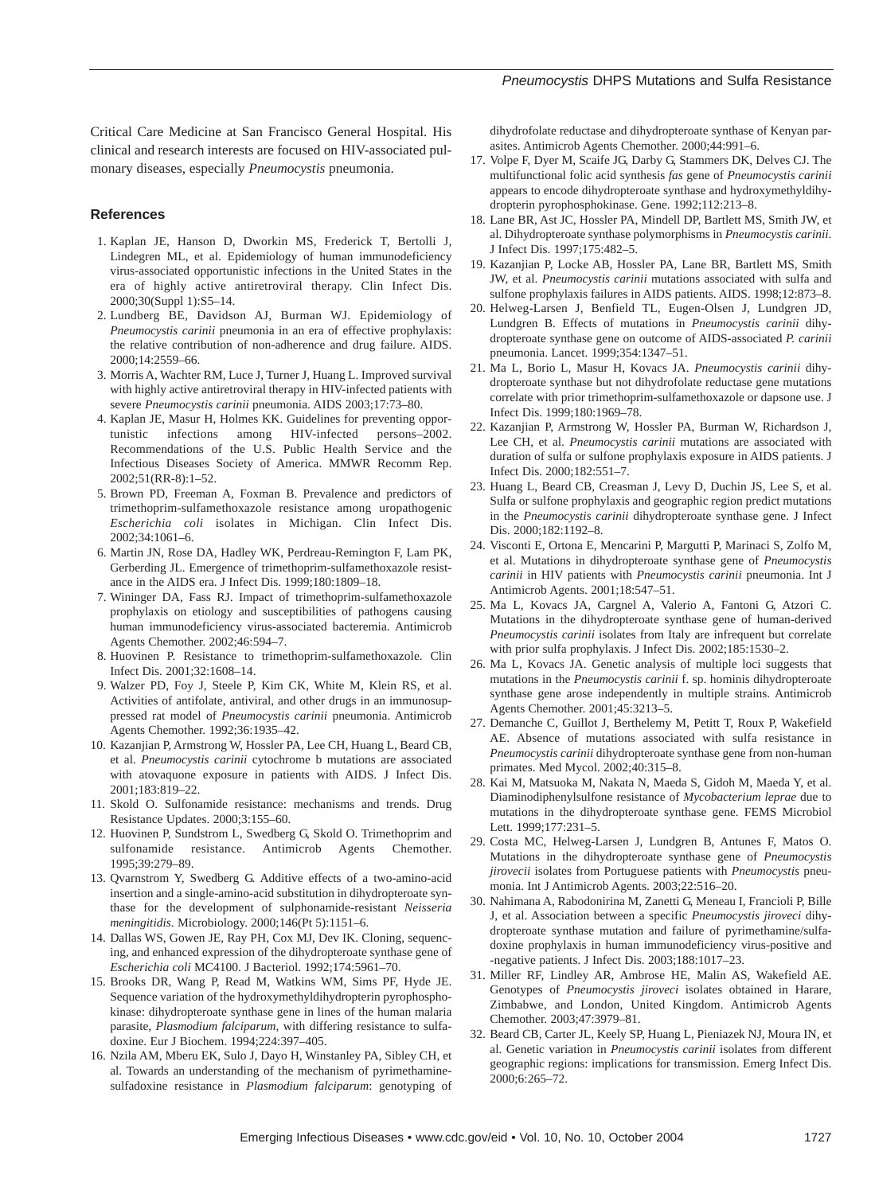Critical Care Medicine at San Francisco General Hospital. His clinical and research interests are focused on HIV-associated pulmonary diseases, especially *Pneumocystis* pneumonia.

## References

1. Kaplan JE, Hanson D, Dworkin MS, Frederick T, Bertolli J, Lindegren ML, et al. Epidemiology of human immunodeficiency virus-associated opportunistic infections in the United States in the era of highly active antiretroviral therapy. Clin Infect Dis. 2000;30(Suppl 1):S5–14.
2. Lundberg BE, Davidson AJ, Burman WJ. Epidemiology of *Pneumocystis carinii* pneumonia in an era of effective prophylaxis: the relative contribution of non-adherence and drug failure. AIDS. 2000;14:2559–66.
3. Morris A, Wachter RM, Luce J, Turner J, Huang L. Improved survival with highly active antiretroviral therapy in HIV-infected patients with severe *Pneumocystis carinii* pneumonia. AIDS 2003;17:73–80.
4. Kaplan JE, Masur H, Holmes KK. Guidelines for preventing opportunistic infections among HIV-infected persons–2002. Recommendations of the U.S. Public Health Service and the Infectious Diseases Society of America. MMWR Recomm Rep. 2002;51(RR-8):1–52.
5. Brown PD, Freeman A, Foxman B. Prevalence and predictors of trimethoprim-sulfamethoxazole resistance among uropathogenic *Escherichia coli* isolates in Michigan. Clin Infect Dis. 2002;34:1061–6.
6. Martin JN, Rose DA, Hadley WK, Perdreau-Remington F, Lam PK, Gerberding JL. Emergence of trimethoprim-sulfamethoxazole resistance in the AIDS era. J Infect Dis. 1999;180:1809–18.
7. Wininger DA, Fass RJ. Impact of trimethoprim-sulfamethoxazole prophylaxis on etiology and susceptibilities of pathogens causing human immunodeficiency virus-associated bacteremia. Antimicrob Agents Chemother. 2002;46:594–7.
8. Huovinen P. Resistance to trimethoprim-sulfamethoxazole. Clin Infect Dis. 2001;32:1608–14.
9. Walzer PD, Foy J, Steele P, Kim CK, White M, Klein RS, et al. Activities of antifolate, antiviral, and other drugs in an immunosuppressed rat model of *Pneumocystis carinii* pneumonia. Antimicrob Agents Chemother. 1992;36:1935–42.
10. Kazanjian P, Armstrong W, Hossler PA, Lee CH, Huang L, Beard CB, et al. *Pneumocystis carinii* cytochrome b mutations are associated with atovaquone exposure in patients with AIDS. J Infect Dis. 2001;183:819–22.
11. Skold O. Sulfonamide resistance: mechanisms and trends. Drug Resistance Updates. 2000;3:155–60.
12. Huovinen P, Sundstrom L, Swedberg G, Skold O. Trimethoprim and sulfonamide resistance. Antimicrob Agents Chemother. 1995;39:279–89.
13. Qvarnstrom Y, Swedberg G. Additive effects of a two-amino-acid insertion and a single-amino-acid substitution in dihydropteroate synthase for the development of sulphonamide-resistant *Neisseria meningitidis*. Microbiology. 2000;146(Pt 5):1151–6.
14. Dallas WS, Gowen JE, Ray PH, Cox MJ, Dev IK. Cloning, sequencing, and enhanced expression of the dihydropteroate synthase gene of *Escherichia coli* MC4100. J Bacteriol. 1992;174:5961–70.
15. Brooks DR, Wang P, Read M, Watkins WM, Sims PF, Hyde JE. Sequence variation of the hydroxymethyldihydropterin pyrophosphokinase: dihydropteroate synthase gene in lines of the human malaria parasite, *Plasmodium falciparum*, with differing resistance to sulfadoxine. Eur J Biochem. 1994;224:397–405.
16. Nzila AM, Mberu EK, Sulo J, Dayo H, Winstanley PA, Sibley CH, et al. Towards an understanding of the mechanism of pyrimethamine-sulfadoxine resistance in *Plasmodium falciparum*: genotyping of dihydrofolate reductase and dihydropteroate synthase of Kenyan parasites. Antimicrob Agents Chemother. 2000;44:991–6.
17. Volpe F, Dyer M, Scaife JG, Darby G, Stammers DK, Delves CJ. The multifunctional folic acid synthesis *fas* gene of *Pneumocystis carinii* appears to encode dihydropteroate synthase and hydroxymethyldihydropterin pyrophosphokinase. Gene. 1992;112:213–8.
18. Lane BR, Ast JC, Hossler PA, Mindell DP, Bartlett MS, Smith JW, et al. Dihydropteroate synthase polymorphisms in *Pneumocystis carinii*. J Infect Dis. 1997;175:482–5.
19. Kazanjian P, Locke AB, Hossler PA, Lane BR, Bartlett MS, Smith JW, et al. *Pneumocystis carinii* mutations associated with sulfa and sulfone prophylaxis failures in AIDS patients. AIDS. 1998;12:873–8.
20. Helweg-Larsen J, Benfield TL, Eugen-Olsen J, Lundgren JD, Lundgren B. Effects of mutations in *Pneumocystis carinii* dihydropteroate synthase gene on outcome of AIDS-associated *P. carinii* pneumonia. Lancet. 1999;354:1347–51.
21. Ma L, Borio L, Masur H, Kovacs JA. *Pneumocystis carinii* dihydropteroate synthase but not dihydrofolate reductase gene mutations correlate with prior trimethoprim-sulfamethoxazole or dapsone use. J Infect Dis. 1999;180:1969–78.
22. Kazanjian P, Armstrong W, Hossler PA, Burman W, Richardson J, Lee CH, et al. *Pneumocystis carinii* mutations are associated with duration of sulfa or sulfone prophylaxis exposure in AIDS patients. J Infect Dis. 2000;182:551–7.
23. Huang L, Beard CB, Creasman J, Levy D, Duchin JS, Lee S, et al. Sulfa or sulfone prophylaxis and geographic region predict mutations in the *Pneumocystis carinii* dihydropteroate synthase gene. J Infect Dis. 2000;182:1192–8.
24. Visconti E, Ortona E, Mencarini P, Margutti P, Marinaci S, Zolfo M, et al. Mutations in dihydropteroate synthase gene of *Pneumocystis carinii* in HIV patients with *Pneumocystis carinii* pneumonia. Int J Antimicrob Agents. 2001;18:547–51.
25. Ma L, Kovacs JA, Cargnel A, Valerio A, Fantoni G, Atzori C. Mutations in the dihydropteroate synthase gene of human-derived *Pneumocystis carinii* isolates from Italy are infrequent but correlate with prior sulfa prophylaxis. J Infect Dis. 2002;185:1530–2.
26. Ma L, Kovacs JA. Genetic analysis of multiple loci suggests that mutations in the *Pneumocystis carinii* f. sp. hominis dihydropteroate synthase gene arose independently in multiple strains. Antimicrob Agents Chemother. 2001;45:3213–5.
27. Demanche C, Guillot J, Berthelemy M, Petitt T, Roux P, Wakefield AE. Absence of mutations associated with sulfa resistance in *Pneumocystis carinii* dihydropteroate synthase gene from non-human primates. Med Mycol. 2002;40:315–8.
28. Kai M, Matsuoka M, Nakata N, Maeda S, Gidoh M, Maeda Y, et al. Diaminodiphenylsulfone resistance of *Mycobacterium leprae* due to mutations in the dihydropteroate synthase gene. FEMS Microbiol Lett. 1999;177:231–5.
29. Costa MC, Helweg-Larsen J, Lundgren B, Antunes F, Matos O. Mutations in the dihydropteroate synthase gene of *Pneumocystis jirovecii* isolates from Portuguese patients with *Pneumocystis* pneumonia. Int J Antimicrob Agents. 2003;22:516–20.
30. Nahimana A, Rabodonirina M, Zanetti G, Meneau I, Francioli P, Bille J, et al. Association between a specific *Pneumocystis jiroveci* dihydropteroate synthase mutation and failure of pyrimethamine/sulfadoxine prophylaxis in human immunodeficiency virus-positive and -negative patients. J Infect Dis. 2003;188:1017–23.
31. Miller RF, Lindley AR, Ambrose HE, Malin AS, Wakefield AE. Genotypes of *Pneumocystis jiroveci* isolates obtained in Harare, Zimbabwe, and London, United Kingdom. Antimicrob Agents Chemother. 2003;47:3979–81.
32. Beard CB, Carter JL, Keely SP, Huang L, Pieniazek NJ, Moura IN, et al. Genetic variation in *Pneumocystis carinii* isolates from different geographic regions: implications for transmission. Emerg Infect Dis. 2000;6:265–72.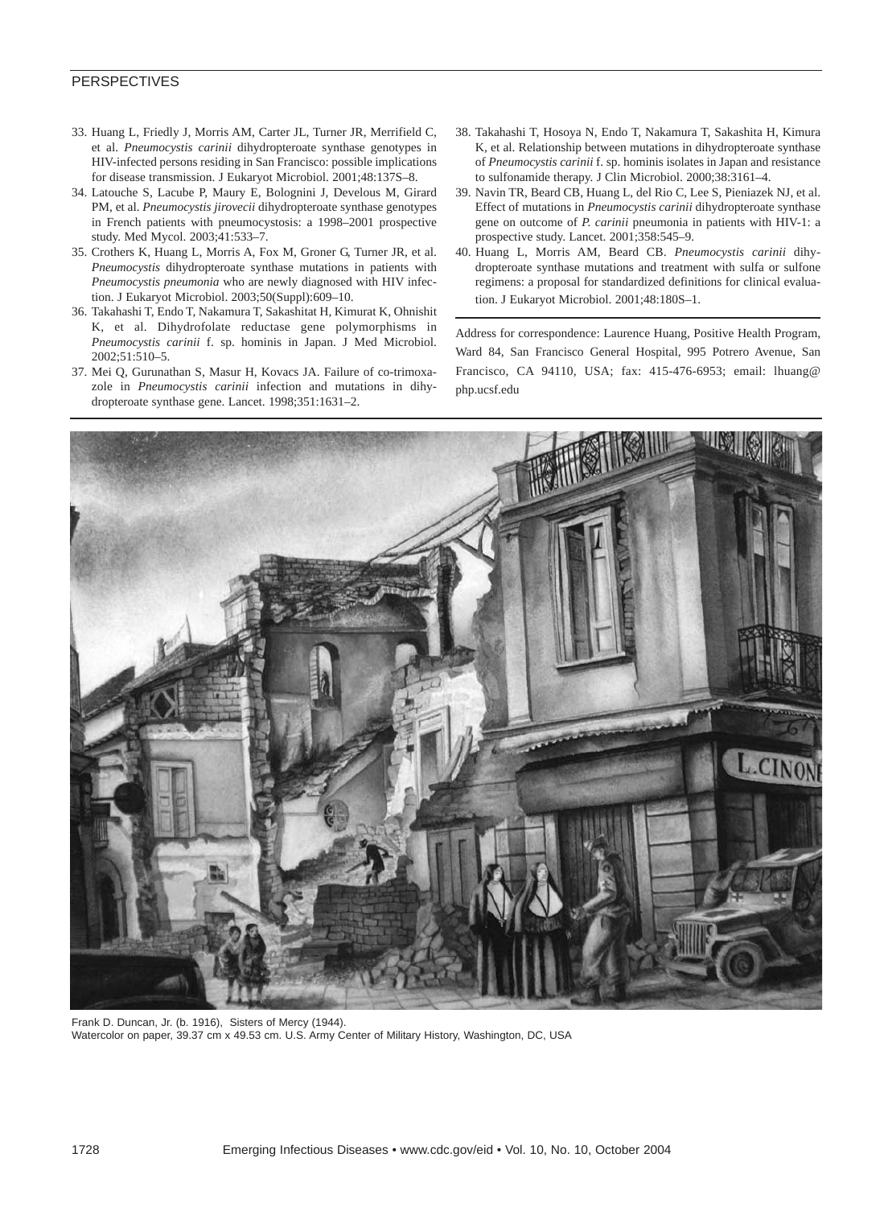33. Huang L, Friedly J, Morris AM, Carter JL, Turner JR, Merrifield C, et al. *Pneumocystis carinii* dihydropteroate synthase genotypes in HIV-infected persons residing in San Francisco: possible implications for disease transmission. J Eukaryot Microbiol. 2001;48:137S–8.
34. Latouche S, Lacube P, Maury E, Bolognini J, Develous M, Girard PM, et al. *Pneumocystis jirovecii* dihydropteroate synthase genotypes in French patients with pneumocystosis: a 1998–2001 prospective study. Med Mycol. 2003;41:533–7.
35. Crothers K, Huang L, Morris A, Fox M, Groner G, Turner JR, et al. *Pneumocystis* dihydropteroate synthase mutations in patients with *Pneumocystis pneumonia* who are newly diagnosed with HIV infection. J Eukaryot Microbiol. 2003;50(Suppl):609–10.
36. Takahashi T, Endo T, Nakamura T, Sakashitat H, Kimurat K, Ohnishit K, et al. Dihydrofolate reductase gene polymorphisms in *Pneumocystis carinii* f. sp. hominis in Japan. J Med Microbiol. 2002;51:510–5.
37. Mei Q, Gurunathan S, Masur H, Kovacs JA. Failure of co-trimoxazole in *Pneumocystis carinii* infection and mutations in dihydropteroate synthase gene. Lancet. 1998;351:1631–2.
38. Takahashi T, Hosoya N, Endo T, Nakamura T, Sakashita H, Kimura K, et al. Relationship between mutations in dihydropteroate synthase of *Pneumocystis carinii* f. sp. hominis isolates in Japan and resistance to sulfonamide therapy. J Clin Microbiol. 2000;38:3161–4.
39. Navin TR, Beard CB, Huang L, del Rio C, Lee S, Pieniazek NJ, et al. Effect of mutations in *Pneumocystis carinii* dihydropteroate synthase gene on outcome of *P. carinii* pneumonia in patients with HIV-1: a prospective study. Lancet. 2001;358:545–9.
40. Huang L, Morris AM, Beard CB. *Pneumocystis carinii* dihydropteroate synthase mutations and treatment with sulfa or sulfone regimens: a proposal for standardized definitions for clinical evaluation. J Eukaryot Microbiol. 2001;48:180S–1.

Address for correspondence: Laurence Huang, Positive Health Program, Ward 84, San Francisco General Hospital, 995 Potrero Avenue, San Francisco, CA 94110, USA; fax: 415-476-6953; email: lhuang@php.ucsf.edu

Frank D. Duncan, Jr. (b. 1916), Sisters of Mercy (1944).
Watercolor on paper, 39.37 cm x 49.53 cm. U.S. Army Center of Military History, Washington, DC, USA